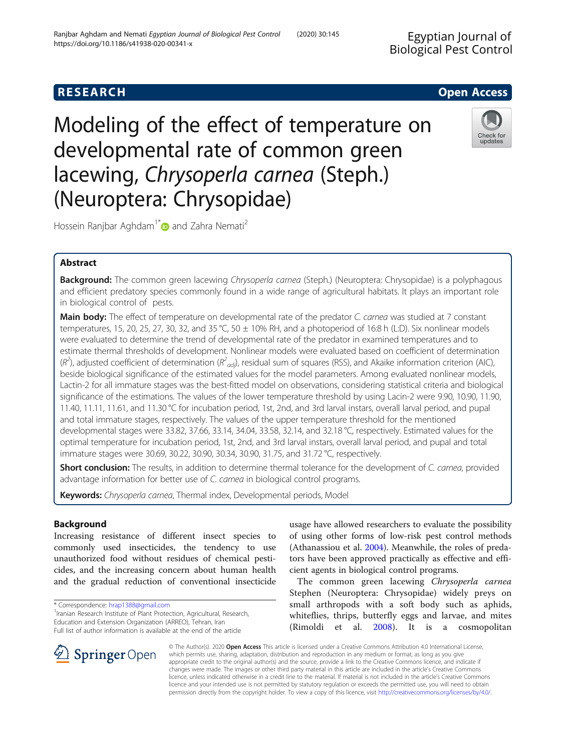RESEARCH **Open Access**

# Modeling of the effect of temperature on developmental rate of common green lacewing, *Chrysoperla carnea* (Steph.) (Neuroptera: Chrysopidae)

Hossein Ranjbar Aghdam[1*] and Zahra Nemati[2]

## Abstract

**Background:** The common green lacewing *Chrysoperla carnea* (Steph.) (Neuroptera: Chrysopidae) is a polyphagous and efficient predatory species commonly found in a wide range of agricultural habitats. It plays an important role in biological control of pests.

**Main body:** The effect of temperature on developmental rate of the predator *C. carnea* was studied at 7 constant temperatures, 15, 20, 25, 27, 30, 32, and 35 °C, 50 ± 10% RH, and a photoperiod of 16:8 h (L:D). Six nonlinear models were evaluated to determine the trend of developmental rate of the predator in examined temperatures and to estimate thermal thresholds of development. Nonlinear models were evaluated based on coefficient of determination ($R^2$), adjusted coefficient of determination ($R^2_{adj}$), residual sum of squares (RSS), and Akaike information criterion (AIC), beside biological significance of the estimated values for the model parameters. Among evaluated nonlinear models, Lactin-2 for all immature stages was the best-fitted model on observations, considering statistical criteria and biological significance of the estimations. The values of the lower temperature threshold by using Lacin-2 were 9.90, 10.90, 11.90, 11.40, 11.11, 11.61, and 11.30 °C for incubation period, 1st, 2nd, and 3rd larval instars, overall larval period, and pupal and total immature stages, respectively. The values of the upper temperature threshold for the mentioned developmental stages were 33.82, 37.66, 33.14, 34.04, 33.58, 32.14, and 32.18 °C, respectively. Estimated values for the optimal temperature for incubation period, 1st, 2nd, and 3rd larval instars, overall larval period, and pupal and total immature stages were 30.69, 30.22, 30.90, 30.34, 30.90, 31.75, and 31.72 °C, respectively.

**Short conclusion:** The results, in addition to determine thermal tolerance for the development of *C. carnea*, provided advantage information for better use of *C. carnea* in biological control programs.

**Keywords:** *Chrysoperla carnea*, Thermal index, Developmental periods, Model

## Background

Increasing resistance of different insect species to commonly used insecticides, the tendency to use unauthorized food without residues of chemical pesticides, and the increasing concern about human health and the gradual reduction of conventional insecticide usage have allowed researchers to evaluate the possibility of using other forms of low-risk pest control methods (Athanassiou et al. 2004). Meanwhile, the roles of predators have been approved practically as effective and efficient agents in biological control programs.

The common green lacewing *Chrysoperla carnea* Stephen (Neuroptera: Chrysopidae) widely preys on small arthropods with a soft body such as aphids, whiteflies, thrips, butterfly eggs and larvae, and mites (Rimoldi et al. 2008). It is a cosmopolitan

\* Correspondence: hrap1388@gmail.com

[1]Iranian Research Institute of Plant Protection, Agricultural, Research, Education and Extension Organization (ARREO), Tehran, Iran

Full list of author information is available at the end of the article

© The Author(s). 2020 **Open Access** This article is licensed under a Creative Commons Attribution 4.0 International License, which permits use, sharing, adaptation, distribution and reproduction in any medium or format, as long as you give appropriate credit to the original author(s) and the source, provide a link to the Creative Commons licence, and indicate if changes were made. The images or other third party material in this article are included in the article's Creative Commons licence, unless indicated otherwise in a credit line to the material. If material is not included in the article's Creative Commons licence and your intended use is not permitted by statutory regulation or exceeds the permitted use, you will need to obtain permission directly from the copyright holder. To view a copy of this licence, visit http://creativecommons.org/licenses/by/4.0/.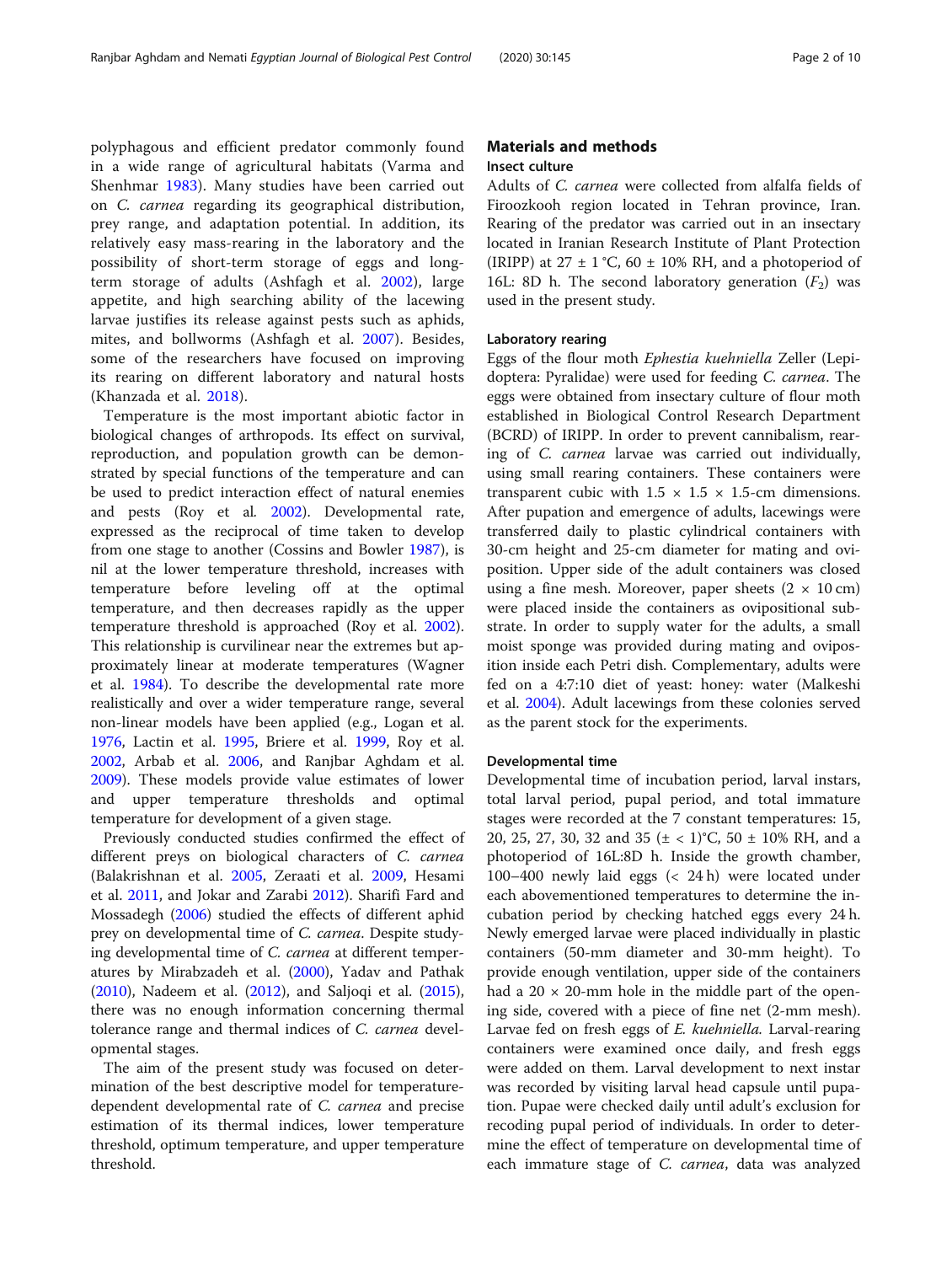polyphagous and efficient predator commonly found in a wide range of agricultural habitats (Varma and Shenhmar 1983). Many studies have been carried out on *C. carnea* regarding its geographical distribution, prey range, and adaptation potential. In addition, its relatively easy mass-rearing in the laboratory and the possibility of short-term storage of eggs and long-term storage of adults (Ashfagh et al. 2002), large appetite, and high searching ability of the lacewing larvae justifies its release against pests such as aphids, mites, and bollworms (Ashfagh et al. 2007). Besides, some of the researchers have focused on improving its rearing on different laboratory and natural hosts (Khanzada et al. 2018).

Temperature is the most important abiotic factor in biological changes of arthropods. Its effect on survival, reproduction, and population growth can be demonstrated by special functions of the temperature and can be used to predict interaction effect of natural enemies and pests (Roy et al. 2002). Developmental rate, expressed as the reciprocal of time taken to develop from one stage to another (Cossins and Bowler 1987), is nil at the lower temperature threshold, increases with temperature before leveling off at the optimal temperature, and then decreases rapidly as the upper temperature threshold is approached (Roy et al. 2002). This relationship is curvilinear near the extremes but approximately linear at moderate temperatures (Wagner et al. 1984). To describe the developmental rate more realistically and over a wider temperature range, several non-linear models have been applied (e.g., Logan et al. 1976, Lactin et al. 1995, Briere et al. 1999, Roy et al. 2002, Arbab et al. 2006, and Ranjbar Aghdam et al. 2009). These models provide value estimates of lower and upper temperature thresholds and optimal temperature for development of a given stage.

Previously conducted studies confirmed the effect of different preys on biological characters of *C. carnea* (Balakrishnan et al. 2005, Zeraati et al. 2009, Hesami et al. 2011, and Jokar and Zarabi 2012). Sharifi Fard and Mossadegh (2006) studied the effects of different aphid prey on developmental time of *C. carnea*. Despite studying developmental time of *C. carnea* at different temperatures by Mirabzadeh et al. (2000), Yadav and Pathak (2010), Nadeem et al. (2012), and Saljoqi et al. (2015), there was no enough information concerning thermal tolerance range and thermal indices of *C. carnea* developmental stages.

The aim of the present study was focused on determination of the best descriptive model for temperature-dependent developmental rate of *C. carnea* and precise estimation of its thermal indices, lower temperature threshold, optimum temperature, and upper temperature threshold.

## Materials and methods

### Insect culture

Adults of *C. carnea* were collected from alfalfa fields of Firoozkooh region located in Tehran province, Iran. Rearing of the predator was carried out in an insectary located in Iranian Research Institute of Plant Protection (IRIPP) at 27 ± 1 °C, 60 ± 10% RH, and a photoperiod of 16L: 8D h. The second laboratory generation ($F_2$) was used in the present study.

### Laboratory rearing

Eggs of the flour moth *Ephestia kuehniella* Zeller (Lepidoptera: Pyralidae) were used for feeding *C. carnea*. The eggs were obtained from insectary culture of flour moth established in Biological Control Research Department (BCRD) of IRIPP. In order to prevent cannibalism, rearing of *C. carnea* larvae was carried out individually, using small rearing containers. These containers were transparent cubic with 1.5 × 1.5 × 1.5-cm dimensions. After pupation and emergence of adults, lacewings were transferred daily to plastic cylindrical containers with 30-cm height and 25-cm diameter for mating and oviposition. Upper side of the adult containers was closed using a fine mesh. Moreover, paper sheets (2 × 10 cm) were placed inside the containers as ovipositional substrate. In order to supply water for the adults, a small moist sponge was provided during mating and oviposition inside each Petri dish. Complementary, adults were fed on a 4:7:10 diet of yeast: honey: water (Malkeshi et al. 2004). Adult lacewings from these colonies served as the parent stock for the experiments.

### Developmental time

Developmental time of incubation period, larval instars, total larval period, pupal period, and total immature stages were recorded at the 7 constant temperatures: 15, 20, 25, 27, 30, 32 and 35 (± < 1)°C, 50 ± 10% RH, and a photoperiod of 16L:8D h. Inside the growth chamber, 100–400 newly laid eggs (< 24 h) were located under each abovementioned temperatures to determine the incubation period by checking hatched eggs every 24 h. Newly emerged larvae were placed individually in plastic containers (50-mm diameter and 30-mm height). To provide enough ventilation, upper side of the containers had a 20 × 20-mm hole in the middle part of the opening side, covered with a piece of fine net (2-mm mesh). Larvae fed on fresh eggs of *E. kuehniella*. Larval-rearing containers were examined once daily, and fresh eggs were added on them. Larval development to next instar was recorded by visiting larval head capsule until pupation. Pupae were checked daily until adult's exclusion for recoding pupal period of individuals. In order to determine the effect of temperature on developmental time of each immature stage of *C. carnea*, data was analyzed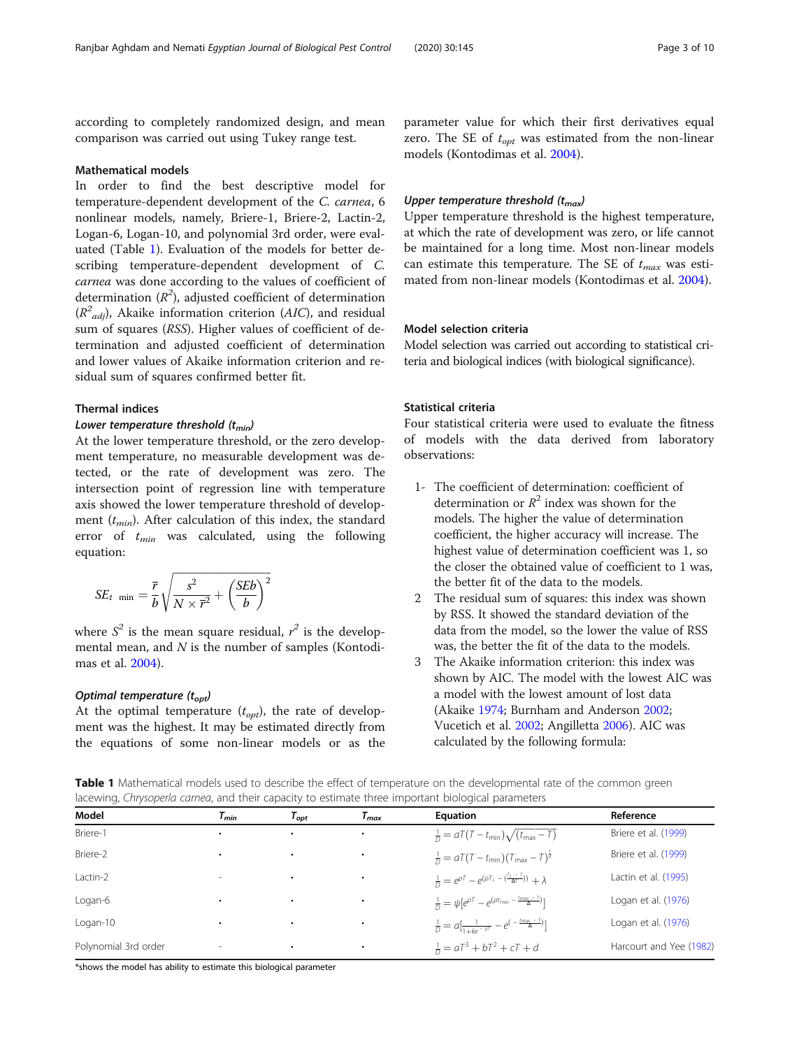according to completely randomized design, and mean comparison was carried out using Tukey range test.

### Mathematical models

In order to find the best descriptive model for temperature-dependent development of the *C. carnea*, 6 nonlinear models, namely, Briere-1, Briere-2, Lactin-2, Logan-6, Logan-10, and polynomial 3rd order, were evaluated (Table 1). Evaluation of the models for better describing temperature-dependent development of *C. carnea* was done according to the values of coefficient of determination ($R^2$), adjusted coefficient of determination ($R^2_{adj}$), Akaike information criterion (*AIC*), and residual sum of squares (*RSS*). Higher values of coefficient of determination and adjusted coefficient of determination and lower values of Akaike information criterion and residual sum of squares confirmed better fit.

### Thermal indices

#### Lower temperature threshold ($t_{min}$)

At the lower temperature threshold, or the zero development temperature, no measurable development was detected, or the rate of development was zero. The intersection point of regression line with temperature axis showed the lower temperature threshold of development ($t_{min}$). After calculation of this index, the standard error of $t_{min}$ was calculated, using the following equation:

$$SE_{t\ \min} = \frac{\overline{r}}{b}\sqrt{\frac{s^2}{N \times \overline{r}^2} + \left(\frac{SEb}{b}\right)^2}$$

where $S^2$ is the mean square residual, $r^2$ is the developmental mean, and $N$ is the number of samples (Kontodimas et al. 2004).

#### Optimal temperature ($t_{opt}$)

At the optimal temperature ($t_{opt}$), the rate of development was the highest. It may be estimated directly from the equations of some non-linear models or as the parameter value for which their first derivatives equal zero. The SE of $t_{opt}$ was estimated from the non-linear models (Kontodimas et al. 2004).

#### Upper temperature threshold ($t_{max}$)

Upper temperature threshold is the highest temperature, at which the rate of development was zero, or life cannot be maintained for a long time. Most non-linear models can estimate this temperature. The SE of $t_{max}$ was estimated from non-linear models (Kontodimas et al. 2004).

### Model selection criteria

Model selection was carried out according to statistical criteria and biological indices (with biological significance).

### Statistical criteria

Four statistical criteria were used to evaluate the fitness of models with the data derived from laboratory observations:

1- The coefficient of determination: coefficient of determination or $R^2$ index was shown for the models. The higher the value of determination coefficient, the higher accuracy will increase. The highest value of determination coefficient was 1, so the closer the obtained value of coefficient to 1 was, the better fit of the data to the models.

2 The residual sum of squares: this index was shown by RSS. It showed the standard deviation of the data from the model, so the lower the value of RSS was, the better the fit of the data to the models.

3 The Akaike information criterion: this index was shown by AIC. The model with the lowest AIC was a model with the lowest amount of lost data (Akaike 1974; Burnham and Anderson 2002; Vucetich et al. 2002; Angilletta 2006). AIC was calculated by the following formula:

**Table 1** Mathematical models used to describe the effect of temperature on the developmental rate of the common green lacewing, *Chrysoperla carnea*, and their capacity to estimate three important biological parameters

| Model | $T_{min}$ | $T_{opt}$ | $T_{max}$ | Equation | Reference |
|---|---|---|---|---|---|
| Briere-1 | • | • | • | $\frac{1}{D} = aT(T - t_{\min})\sqrt{(t_{\max} - T)}$ | Briere et al. (1999) |
| Briere-2 | • | • | • | $\frac{1}{D} = aT(T - t_{\min})(T_{\max} - T)^{\frac{1}{b}}$ | Briere et al. (1999) |
| Lactin-2 | - | • | • | $\frac{1}{D} = e^{\rho T} - e^{\left(\rho T_L - \left(\frac{T_L - T}{\Delta T}\right)\right)} + \lambda$ | Lactin et al. (1995) |
| Logan-6 | • | • | • | $\frac{1}{D} = \psi\left[e^{\rho T} - e^{\left(\rho t_{\max} - \frac{t_{\max} - T}{\Delta}\right)}\right]$ | Logan et al. (1976) |
| Logan-10 | • | • | • | $\frac{1}{D} = a\left[\frac{1}{1 + ke^{-\rho T}} - e^{\left(-\frac{t_{\max} - T}{\Delta}\right)}\right]$ | Logan et al. (1976) |
| Polynomial 3rd order | - | • | • | $\frac{1}{D} = aT^3 + bT^2 + cT + d$ | Harcourt and Yee (1982) |

*shows the model has ability to estimate this biological parameter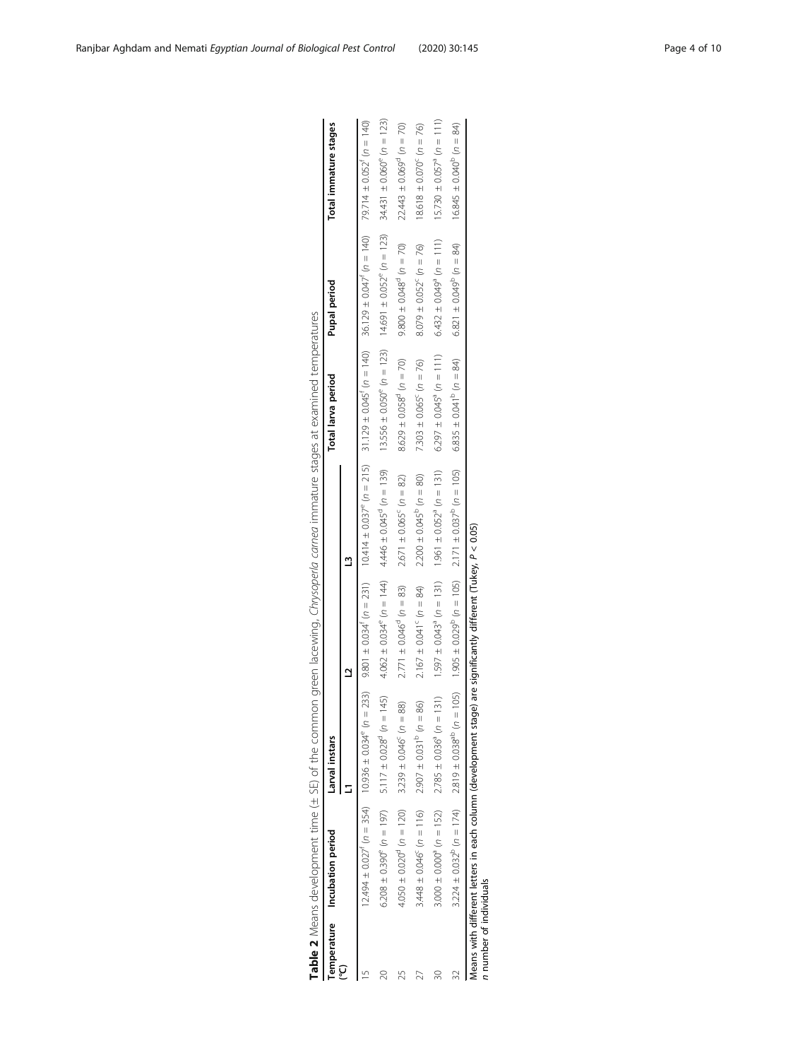**Table 2** Means development time (± SE) of the common green lacewing, *Chrysoperla carnea* immature stages at examined temperatures

| Temperature (°C) | Incubation period | Larval instars | | | Total larva period | Pupal period | Total immature stages |
|---|---|---|---|---|---|---|---|
| | | L1 | L2 | L3 | | | |
| 15 | 12.494 ± 0.027[f] (n = 354) | 10.936 ± 0.034[e] (n = 233) | 9.801 ± 0.034[f] (n = 231) | 10.414 ± 0.037[e] (n = 215) | 31.129 ± 0.045[f] (n = 140) | 36.129 ± 0.047[f] (n = 140) | 79.714 ± 0.052[f] (n = 140) |
| 20 | 6.208 ± 0.390[e] (n = 197) | 5.117 ± 0.028[d] (n = 145) | 4.062 ± 0.034[e] (n = 144) | 4.446 ± 0.045[d] (n = 139) | 13.556 ± 0.050[e] (n = 123) | 14.691 ± 0.052[e] (n = 123) | 34.431 ± 0.060[e] (n = 123) |
| 25 | 4.050 ± 0.020[d] (n = 120) | 3.239 ± 0.046[c] (n = 88) | 2.771 ± 0.046[d] (n = 83) | 2.671 ± 0.065[c] (n = 82) | 8.629 ± 0.058[d] (n = 70) | 9.800 ± 0.048[d] (n = 70) | 22.443 ± 0.069[d] (n = 70) |
| 27 | 3.448 ± 0.046[c] (n = 116) | 2.907 ± 0.031[b] (n = 86) | 2.167 ± 0.041[c] (n = 84) | 2.200 ± 0.045[b] (n = 80) | 7.303 ± 0.065[c] (n = 76) | 8.079 ± 0.052[c] (n = 76) | 18.618 ± 0.070[c] (n = 76) |
| 30 | 3.000 ± 0.000[a] (n = 152) | 2.785 ± 0.036[a] (n = 131) | 1.597 ± 0.043[a] (n = 131) | 1.961 ± 0.052[a] (n = 131) | 6.297 ± 0.045[a] (n = 111) | 6.432 ± 0.049[a] (n = 111) | 15.730 ± 0.057[a] (n = 111) |
| 32 | 3.224 ± 0.032[b] (n = 174) | 2.819 ± 0.038[ab] (n = 105) | 1.905 ± 0.029[b] (n = 105) | 2.171 ± 0.037[b] (n = 105) | 6.835 ± 0.041[b] (n = 84) | 6.821 ± 0.049[b] (n = 84) | 16.845 ± 0.040[b] (n = 84) |

Means with different letters in each column (development stage) are significantly different (Tukey, $P < 0.05$)
*n* number of individuals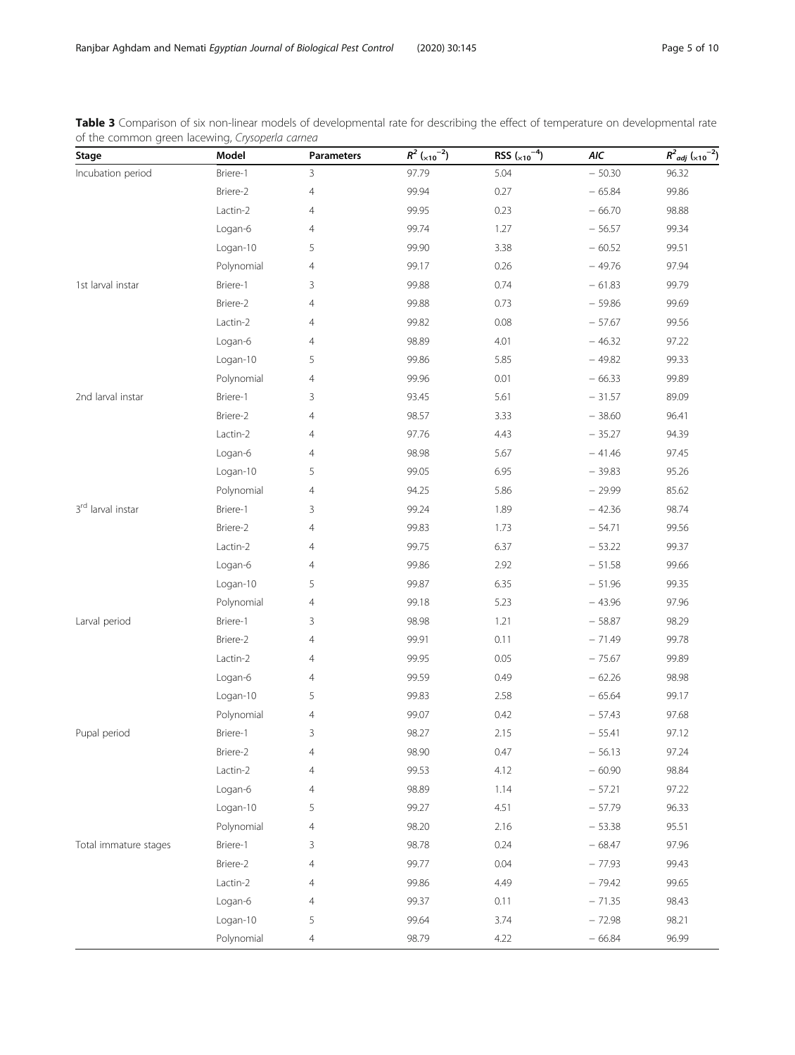**Table 3** Comparison of six non-linear models of developmental rate for describing the effect of temperature on developmental rate of the common green lacewing, *Crysoperla carnea*

| Stage | Model | Parameters | $R^2$ ($\times 10^{-2}$) | RSS ($\times 10^{-4}$) | *AIC* | $R^2_{adj}$ ($\times 10^{-2}$) |
|---|---|---|---|---|---|---|
| Incubation period | Briere-1 | 3 | 97.79 | 5.04 | − 50.30 | 96.32 |
| | Briere-2 | 4 | 99.94 | 0.27 | − 65.84 | 99.86 |
| | Lactin-2 | 4 | 99.95 | 0.23 | − 66.70 | 98.88 |
| | Logan-6 | 4 | 99.74 | 1.27 | − 56.57 | 99.34 |
| | Logan-10 | 5 | 99.90 | 3.38 | − 60.52 | 99.51 |
| | Polynomial | 4 | 99.17 | 0.26 | − 49.76 | 97.94 |
| 1st larval instar | Briere-1 | 3 | 99.88 | 0.74 | − 61.83 | 99.79 |
| | Briere-2 | 4 | 99.88 | 0.73 | − 59.86 | 99.69 |
| | Lactin-2 | 4 | 99.82 | 0.08 | − 57.67 | 99.56 |
| | Logan-6 | 4 | 98.89 | 4.01 | − 46.32 | 97.22 |
| | Logan-10 | 5 | 99.86 | 5.85 | − 49.82 | 99.33 |
| | Polynomial | 4 | 99.96 | 0.01 | − 66.33 | 99.89 |
| 2nd larval instar | Briere-1 | 3 | 93.45 | 5.61 | − 31.57 | 89.09 |
| | Briere-2 | 4 | 98.57 | 3.33 | − 38.60 | 96.41 |
| | Lactin-2 | 4 | 97.76 | 4.43 | − 35.27 | 94.39 |
| | Logan-6 | 4 | 98.98 | 5.67 | − 41.46 | 97.45 |
| | Logan-10 | 5 | 99.05 | 6.95 | − 39.83 | 95.26 |
| | Polynomial | 4 | 94.25 | 5.86 | − 29.99 | 85.62 |
| 3rd larval instar | Briere-1 | 3 | 99.24 | 1.89 | − 42.36 | 98.74 |
| | Briere-2 | 4 | 99.83 | 1.73 | − 54.71 | 99.56 |
| | Lactin-2 | 4 | 99.75 | 6.37 | − 53.22 | 99.37 |
| | Logan-6 | 4 | 99.86 | 2.92 | − 51.58 | 99.66 |
| | Logan-10 | 5 | 99.87 | 6.35 | − 51.96 | 99.35 |
| | Polynomial | 4 | 99.18 | 5.23 | − 43.96 | 97.96 |
| Larval period | Briere-1 | 3 | 98.98 | 1.21 | − 58.87 | 98.29 |
| | Briere-2 | 4 | 99.91 | 0.11 | − 71.49 | 99.78 |
| | Lactin-2 | 4 | 99.95 | 0.05 | − 75.67 | 99.89 |
| | Logan-6 | 4 | 99.59 | 0.49 | − 62.26 | 98.98 |
| | Logan-10 | 5 | 99.83 | 2.58 | − 65.64 | 99.17 |
| | Polynomial | 4 | 99.07 | 0.42 | − 57.43 | 97.68 |
| Pupal period | Briere-1 | 3 | 98.27 | 2.15 | − 55.41 | 97.12 |
| | Briere-2 | 4 | 98.90 | 0.47 | − 56.13 | 97.24 |
| | Lactin-2 | 4 | 99.53 | 4.12 | − 60.90 | 98.84 |
| | Logan-6 | 4 | 98.89 | 1.14 | − 57.21 | 97.22 |
| | Logan-10 | 5 | 99.27 | 4.51 | − 57.79 | 96.33 |
| | Polynomial | 4 | 98.20 | 2.16 | − 53.38 | 95.51 |
| Total immature stages | Briere-1 | 3 | 98.78 | 0.24 | − 68.47 | 97.96 |
| | Briere-2 | 4 | 99.77 | 0.04 | − 77.93 | 99.43 |
| | Lactin-2 | 4 | 99.86 | 4.49 | − 79.42 | 99.65 |
| | Logan-6 | 4 | 99.37 | 0.11 | − 71.35 | 98.43 |
| | Logan-10 | 5 | 99.64 | 3.74 | − 72.98 | 98.21 |
| | Polynomial | 4 | 98.79 | 4.22 | − 66.84 | 96.99 |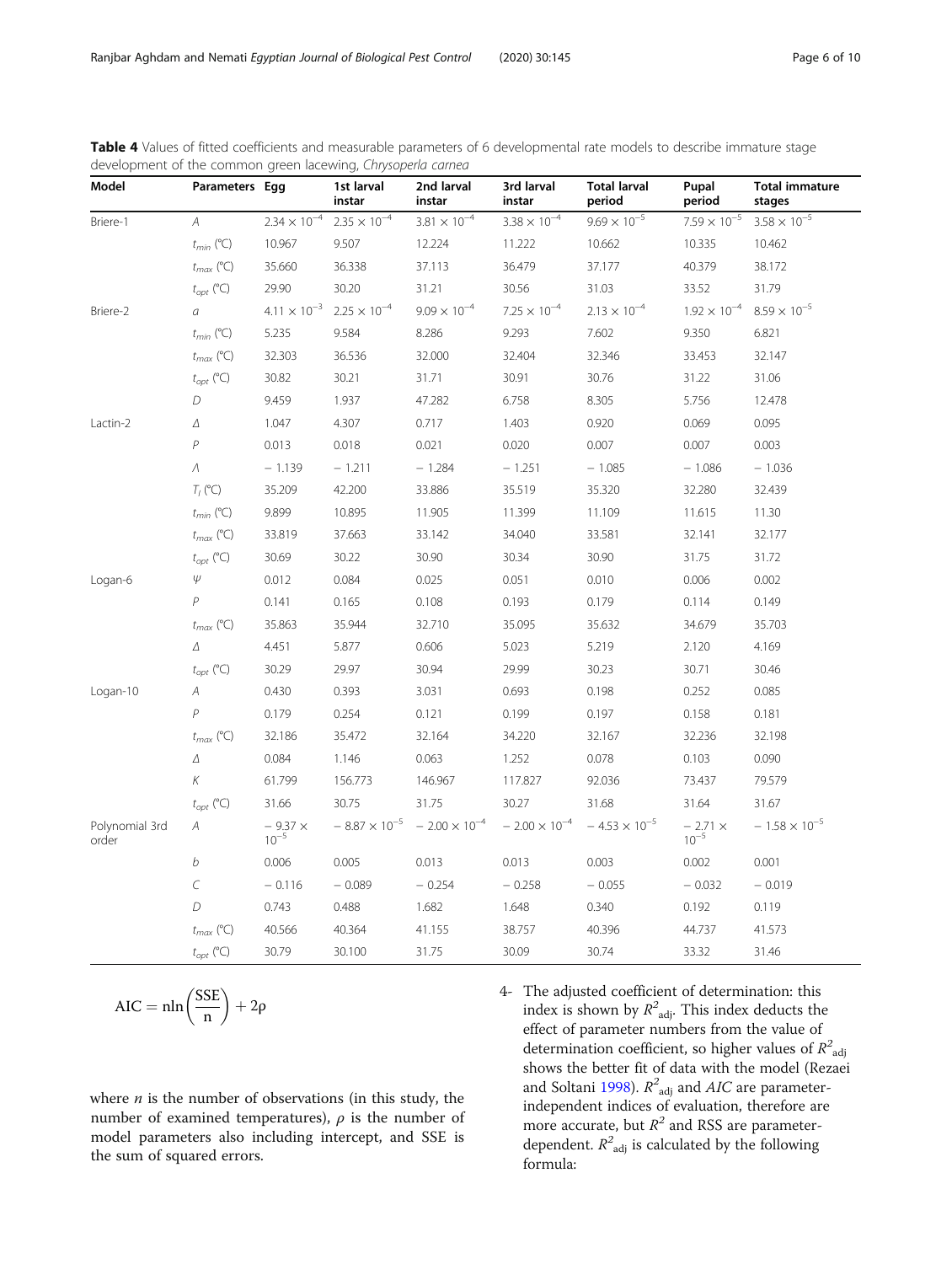**Table 4** Values of fitted coefficients and measurable parameters of 6 developmental rate models to describe immature stage development of the common green lacewing, *Chrysoperla carnea*

| Model | Parameters | Egg | 1st larval instar | 2nd larval instar | 3rd larval instar | Total larval period | Pupal period | Total immature stages |
|---|---|---|---|---|---|---|---|---|
| Briere-1 | *A* | $2.34 \times 10^{-4}$ | $2.35 \times 10^{-4}$ | $3.81 \times 10^{-4}$ | $3.38 \times 10^{-4}$ | $9.69 \times 10^{-5}$ | $7.59 \times 10^{-5}$ | $3.58 \times 10^{-5}$ |
| | $t_{min}$ (°C) | 10.967 | 9.507 | 12.224 | 11.222 | 10.662 | 10.335 | 10.462 |
| | $t_{max}$ (°C) | 35.660 | 36.338 | 37.113 | 36.479 | 37.177 | 40.379 | 38.172 |
| | $t_{opt}$ (°C) | 29.90 | 30.20 | 31.21 | 30.56 | 31.03 | 33.52 | 31.79 |
| Briere-2 | *a* | $4.11 \times 10^{-3}$ | $2.25 \times 10^{-4}$ | $9.09 \times 10^{-4}$ | $7.25 \times 10^{-4}$ | $2.13 \times 10^{-4}$ | $1.92 \times 10^{-4}$ | $8.59 \times 10^{-5}$ |
| | $t_{min}$ (°C) | 5.235 | 9.584 | 8.286 | 9.293 | 7.602 | 9.350 | 6.821 |
| | $t_{max}$ (°C) | 32.303 | 36.536 | 32.000 | 32.404 | 32.346 | 33.453 | 32.147 |
| | $t_{opt}$ (°C) | 30.82 | 30.21 | 31.71 | 30.91 | 30.76 | 31.22 | 31.06 |
| | *D* | 9.459 | 1.937 | 47.282 | 6.758 | 8.305 | 5.756 | 12.478 |
| Lactin-2 | *Δ* | 1.047 | 4.307 | 0.717 | 1.403 | 0.920 | 0.069 | 0.095 |
| | *P* | 0.013 | 0.018 | 0.021 | 0.020 | 0.007 | 0.007 | 0.003 |
| | *Λ* | − 1.139 | − 1.211 | − 1.284 | − 1.251 | − 1.085 | − 1.086 | − 1.036 |
| | $T_l$ (°C) | 35.209 | 42.200 | 33.886 | 35.519 | 35.320 | 32.280 | 32.439 |
| | $t_{min}$ (°C) | 9.899 | 10.895 | 11.905 | 11.399 | 11.109 | 11.615 | 11.30 |
| | $t_{max}$ (°C) | 33.819 | 37.663 | 33.142 | 34.040 | 33.581 | 32.141 | 32.177 |
| | $t_{opt}$ (°C) | 30.69 | 30.22 | 30.90 | 30.34 | 30.90 | 31.75 | 31.72 |
| Logan-6 | *Ψ* | 0.012 | 0.084 | 0.025 | 0.051 | 0.010 | 0.006 | 0.002 |
| | *P* | 0.141 | 0.165 | 0.108 | 0.193 | 0.179 | 0.114 | 0.149 |
| | $t_{max}$ (°C) | 35.863 | 35.944 | 32.710 | 35.095 | 35.632 | 34.679 | 35.703 |
| | *Δ* | 4.451 | 5.877 | 0.606 | 5.023 | 5.219 | 2.120 | 4.169 |
| | $t_{opt}$ (°C) | 30.29 | 29.97 | 30.94 | 29.99 | 30.23 | 30.71 | 30.46 |
| Logan-10 | *A* | 0.430 | 0.393 | 3.031 | 0.693 | 0.198 | 0.252 | 0.085 |
| | *P* | 0.179 | 0.254 | 0.121 | 0.199 | 0.197 | 0.158 | 0.181 |
| | $t_{max}$ (°C) | 32.186 | 35.472 | 32.164 | 34.220 | 32.167 | 32.236 | 32.198 |
| | *Δ* | 0.084 | 1.146 | 0.063 | 1.252 | 0.078 | 0.103 | 0.090 |
| | *K* | 61.799 | 156.773 | 146.967 | 117.827 | 92.036 | 73.437 | 79.579 |
| | $t_{opt}$ (°C) | 31.66 | 30.75 | 31.75 | 30.27 | 31.68 | 31.64 | 31.67 |
| Polynomial 3rd order | *A* | $-9.37 \times 10^{-5}$ | $-8.87 \times 10^{-5}$ | $-2.00 \times 10^{-4}$ | $-2.00 \times 10^{-4}$ | $-4.53 \times 10^{-5}$ | $-2.71 \times 10^{-5}$ | $-1.58 \times 10^{-5}$ |
| | *b* | 0.006 | 0.005 | 0.013 | 0.013 | 0.003 | 0.002 | 0.001 |
| | *C* | − 0.116 | − 0.089 | − 0.254 | − 0.258 | − 0.055 | − 0.032 | − 0.019 |
| | *D* | 0.743 | 0.488 | 1.682 | 1.648 | 0.340 | 0.192 | 0.119 |
| | $t_{max}$ (°C) | 40.566 | 40.364 | 41.155 | 38.757 | 40.396 | 44.737 | 41.573 |
| | $t_{opt}$ (°C) | 30.79 | 30.100 | 31.75 | 30.09 | 30.74 | 33.32 | 31.46 |

$$\mathrm{AIC} = \mathrm{n}\ln\left(\frac{\mathrm{SSE}}{\mathrm{n}}\right) + 2\rho$$

where $n$ is the number of observations (in this study, the number of examined temperatures), $\rho$ is the number of model parameters also including intercept, and SSE is the sum of squared errors.

4- The adjusted coefficient of determination: this index is shown by $R^2_{adj}$. This index deducts the effect of parameter numbers from the value of determination coefficient, so higher values of $R^2_{adj}$ shows the better fit of data with the model (Rezaei and Soltani 1998). $R^2_{adj}$ and *AIC* are parameter-independent indices of evaluation, therefore are more accurate, but $R^2$ and RSS are parameter-dependent. $R^2_{adj}$ is calculated by the following formula: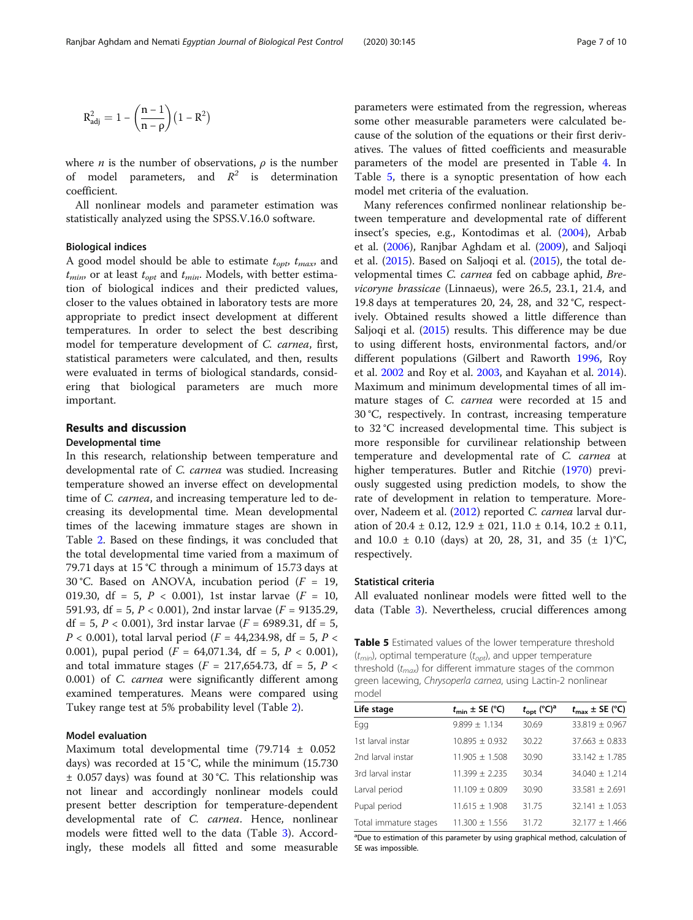$$R^2_{adj} = 1 - \left(\frac{n-1}{n-\rho}\right)\left(1 - R^2\right)$$

where $n$ is the number of observations, $\rho$ is the number of model parameters, and $R^2$ is determination coefficient.

All nonlinear models and parameter estimation was statistically analyzed using the SPSS.V.16.0 software.

### Biological indices

A good model should be able to estimate $t_{opt}$, $t_{max}$, and $t_{min}$, or at least $t_{opt}$ and $t_{min}$. Models, with better estimation of biological indices and their predicted values, closer to the values obtained in laboratory tests are more appropriate to predict insect development at different temperatures. In order to select the best describing model for temperature development of *C. carnea*, first, statistical parameters were calculated, and then, results were evaluated in terms of biological standards, considering that biological parameters are much more important.

## Results and discussion

### Developmental time

In this research, relationship between temperature and developmental rate of *C. carnea* was studied. Increasing temperature showed an inverse effect on developmental time of *C. carnea*, and increasing temperature led to decreasing its developmental time. Mean developmental times of the lacewing immature stages are shown in Table 2. Based on these findings, it was concluded that the total developmental time varied from a maximum of 79.71 days at 15 °C through a minimum of 15.73 days at 30 °C. Based on ANOVA, incubation period ($F$ = 19, 019.30, df = 5, $P$ < 0.001), 1st instar larvae ($F$ = 10, 591.93, df = 5, $P$ < 0.001), 2nd instar larvae ($F$ = 9135.29, df = 5, $P$ < 0.001), 3rd instar larvae ($F$ = 6989.31, df = 5, $P$ < 0.001), total larval period ($F$ = 44,234.98, df = 5, $P$ < 0.001), pupal period ($F$ = 64,071.34, df = 5, $P$ < 0.001), and total immature stages ($F$ = 217,654.73, df = 5, $P$ < 0.001) of *C. carnea* were significantly different among examined temperatures. Means were compared using Tukey range test at 5% probability level (Table 2).

### Model evaluation

Maximum total developmental time (79.714 ± 0.052 days) was recorded at 15 °C, while the minimum (15.730 ± 0.057 days) was found at 30 °C. This relationship was not linear and accordingly nonlinear models could present better description for temperature-dependent developmental rate of *C. carnea*. Hence, nonlinear models were fitted well to the data (Table 3). Accordingly, these models all fitted and some measurable parameters were estimated from the regression, whereas some other measurable parameters were calculated because of the solution of the equations or their first derivatives. The values of fitted coefficients and measurable parameters of the model are presented in Table 4. In Table 5, there is a synoptic presentation of how each model met criteria of the evaluation.

Many references confirmed nonlinear relationship between temperature and developmental rate of different insect's species, e.g., Kontodimas et al. (2004), Arbab et al. (2006), Ranjbar Aghdam et al. (2009), and Saljoqi et al. (2015). Based on Saljoqi et al. (2015), the total developmental times *C. carnea* fed on cabbage aphid, *Brevicoryne brassicae* (Linnaeus), were 26.5, 23.1, 21.4, and 19.8 days at temperatures 20, 24, 28, and 32 °C, respectively. Obtained results showed a little difference than Saljoqi et al. (2015) results. This difference may be due to using different hosts, environmental factors, and/or different populations (Gilbert and Raworth 1996, Roy et al. 2002 and Roy et al. 2003, and Kayahan et al. 2014). Maximum and minimum developmental times of all immature stages of *C. carnea* were recorded at 15 and 30 °C, respectively. In contrast, increasing temperature to 32 °C increased developmental time. This subject is more responsible for curvilinear relationship between temperature and developmental rate of *C. carnea* at higher temperatures. Butler and Ritchie (1970) previously suggested using prediction models, to show the rate of development in relation to temperature. Moreover, Nadeem et al. (2012) reported *C. carnea* larval duration of 20.4 ± 0.12, 12.9 ± 021, 11.0 ± 0.14, 10.2 ± 0.11, and 10.0 ± 0.10 (days) at 20, 28, 31, and 35 (± 1)°C, respectively.

### Statistical criteria

All evaluated nonlinear models were fitted well to the data (Table 3). Nevertheless, crucial differences among

**Table 5** Estimated values of the lower temperature threshold ($t_{min}$), optimal temperature ($t_{opt}$), and upper temperature threshold ($t_{max}$) for different immature stages of the common green lacewing, *Chrysoperla carnea*, using Lactin-2 nonlinear model

| Life stage | $t_{min}$ ± SE (°C) | $t_{opt}$ (°C)[a] | $t_{max}$ ± SE (°C) |
|---|---|---|---|
| Egg | 9.899 ± 1.134 | 30.69 | 33.819 ± 0.967 |
| 1st larval instar | 10.895 ± 0.932 | 30.22 | 37.663 ± 0.833 |
| 2nd larval instar | 11.905 ± 1.508 | 30.90 | 33.142 ± 1.785 |
| 3rd larval instar | 11.399 ± 2.235 | 30.34 | 34.040 ± 1.214 |
| Larval period | 11.109 ± 0.809 | 30.90 | 33.581 ± 2.691 |
| Pupal period | 11.615 ± 1.908 | 31.75 | 32.141 ± 1.053 |
| Total immature stages | 11.300 ± 1.556 | 31.72 | 32.177 ± 1.466 |

[a]Due to estimation of this parameter by using graphical method, calculation of SE was impossible.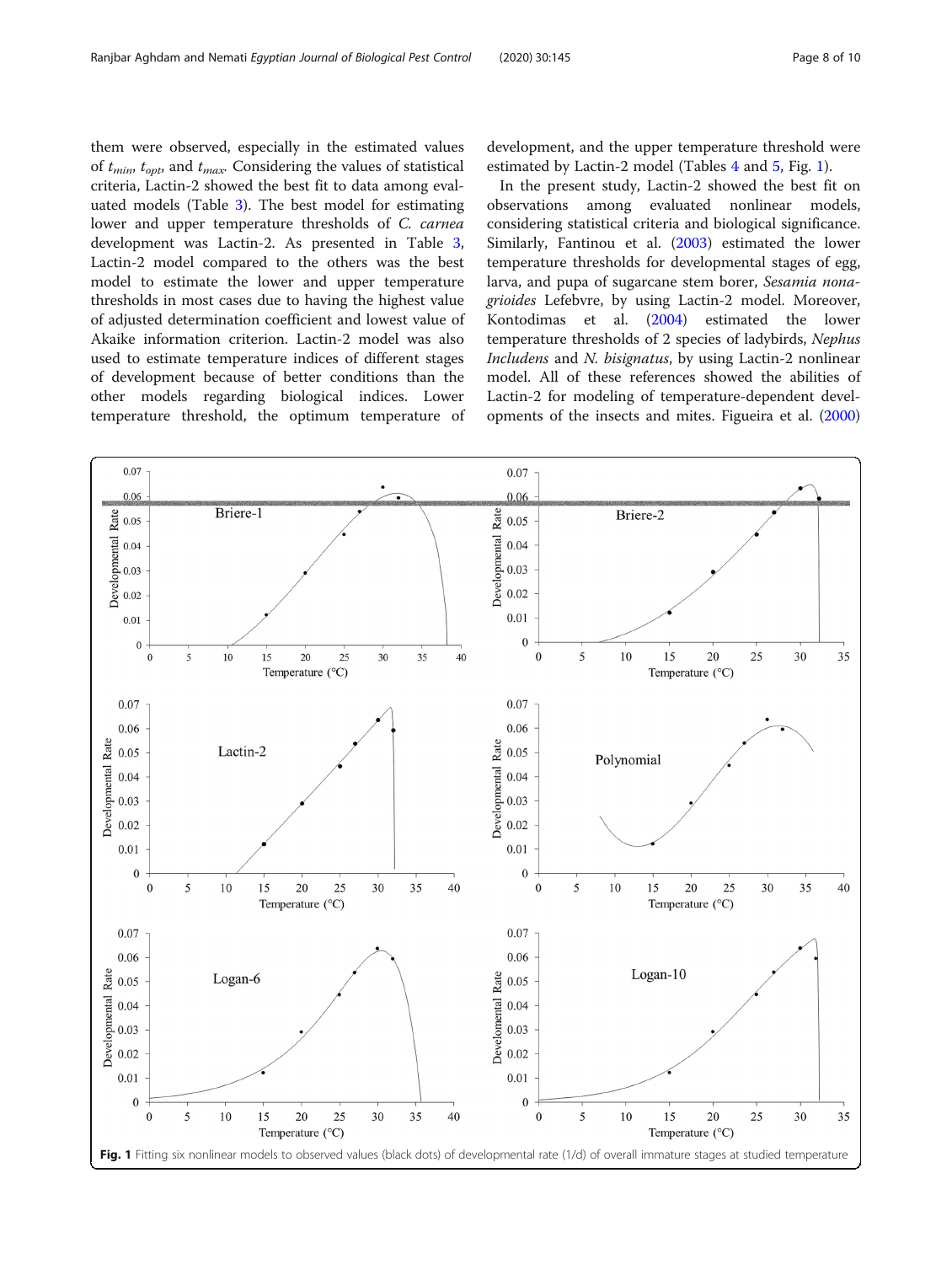them were observed, especially in the estimated values of $t_{min}$, $t_{opt}$, and $t_{max}$. Considering the values of statistical criteria, Lactin-2 showed the best fit to data among evaluated models (Table 3). The best model for estimating lower and upper temperature thresholds of *C. carnea* development was Lactin-2. As presented in Table 3, Lactin-2 model compared to the others was the best model to estimate the lower and upper temperature thresholds in most cases due to having the highest value of adjusted determination coefficient and lowest value of Akaike information criterion. Lactin-2 model was also used to estimate temperature indices of different stages of development because of better conditions than the other models regarding biological indices. Lower temperature threshold, the optimum temperature of development, and the upper temperature threshold were estimated by Lactin-2 model (Tables 4 and 5, Fig. 1).

In the present study, Lactin-2 showed the best fit on observations among evaluated nonlinear models, considering statistical criteria and biological significance. Similarly, Fantinou et al. (2003) estimated the lower temperature thresholds for developmental stages of egg, larva, and pupa of sugarcane stem borer, *Sesamia nonagrioides* Lefebvre, by using Lactin-2 model. Moreover, Kontodimas et al. (2004) estimated the lower temperature thresholds of 2 species of ladybirds, *Nephus Includens* and *N. bisignatus*, by using Lactin-2 nonlinear model. All of these references showed the abilities of Lactin-2 for modeling of temperature-dependent developments of the insects and mites. Figueira et al. (2000)

**Fig. 1** Fitting six nonlinear models to observed values (black dots) of developmental rate (1/d) of overall immature stages at studied temperature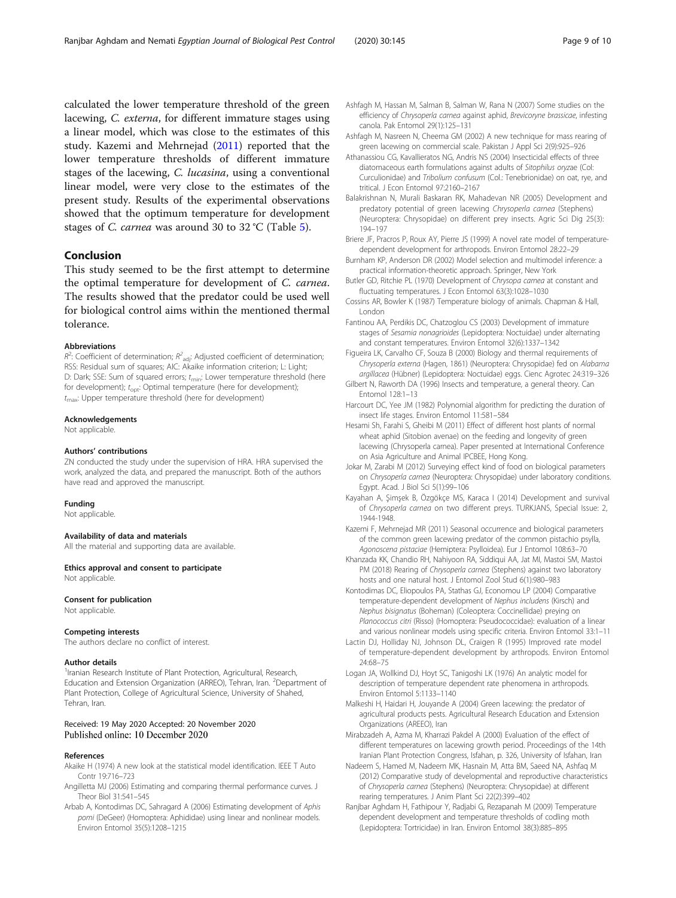calculated the lower temperature threshold of the green lacewing, *C. externa*, for different immature stages using a linear model, which was close to the estimates of this study. Kazemi and Mehrnejad (2011) reported that the lower temperature thresholds of different immature stages of the lacewing, *C. lucasina*, using a conventional linear model, were very close to the estimates of the present study. Results of the experimental observations showed that the optimum temperature for development stages of *C. carnea* was around 30 to 32 °C (Table 5).

## Conclusion

This study seemed to be the first attempt to determine the optimal temperature for development of *C. carnea*. The results showed that the predator could be used well for biological control aims within the mentioned thermal tolerance.

#### Abbreviations

$R^2$: Coefficient of determination; $R^2_{adj}$: Adjusted coefficient of determination; RSS: Residual sum of squares; AIC: Akaike information criterion; L: Light; D: Dark; SSE: Sum of squared errors; $t_{min}$: Lower temperature threshold (here for development); $t_{opt}$: Optimal temperature (here for development); $t_{max}$: Upper temperature threshold (here for development)

#### Acknowledgements

Not applicable.

#### Authors' contributions

ZN conducted the study under the supervision of HRA. HRA supervised the work, analyzed the data, and prepared the manuscript. Both of the authors have read and approved the manuscript.

#### Funding

Not applicable.

#### Availability of data and materials

All the material and supporting data are available.

#### Ethics approval and consent to participate

Not applicable.

#### Consent for publication

Not applicable.

#### Competing interests

The authors declare no conflict of interest.

#### Author details

[1]Iranian Research Institute of Plant Protection, Agricultural, Research, Education and Extension Organization (ARREO), Tehran, Iran. [2]Department of Plant Protection, College of Agricultural Science, University of Shahed, Tehran, Iran.

Received: 19 May 2020 Accepted: 20 November 2020
Published online: 10 December 2020

#### References

Akaike H (1974) A new look at the statistical model identification. IEEE T Auto Contr 19:716–723

Angilletta MJ (2006) Estimating and comparing thermal performance curves. J Theor Biol 31:541–545

Arbab A, Kontodimas DC, Sahragard A (2006) Estimating development of *Aphis pomi* (DeGeer) (Homoptera: Aphididae) using linear and nonlinear models. Environ Entomol 35(5):1208–1215

Ashfagh M, Hassan M, Salman B, Salman W, Rana N (2007) Some studies on the efficiency of *Chrysoperla carnea* against aphid, *Brevicoryne brassicae*, infesting canola. Pak Entomol 29(1):125–131

Ashfagh M, Nasreen N, Cheema GM (2002) A new technique for mass rearing of green lacewing on commercial scale. Pakistan J Appl Sci 2(9):925–926

Athanassiou CG, Kavallieratos NG, Andris NS (2004) Insecticidal effects of three diatomaceous earth formulations against adults of *Sitophilus oryzae* (Col: Curculionidae) and *Tribolium confusum* (Col.: Tenebrionidae) on oat, rye, and tritical. J Econ Entomol 97:2160–2167

Balakrishnan N, Murali Baskaran RK, Mahadevan NR (2005) Development and predatory potential of green lacewing *Chrysoperla carnea* (Stephens) (Neuroptera: Chrysopidae) on different prey insects. Agric Sci Dig 25(3): 194–197

Briere JF, Pracros P, Roux AY, Pierre JS (1999) A novel rate model of temperature-dependent development for arthropods. Environ Entomol 28:22–29

Burnham KP, Anderson DR (2002) Model selection and multimodel inference: a practical information-theoretic approach. Springer, New York

Butler GD, Ritchie PL (1970) Development of *Chrysopa carnea* at constant and fluctuating temperatures. J Econ Entomol 63(3):1028–1030

Cossins AR, Bowler K (1987) Temperature biology of animals. Chapman & Hall, London

Fantinou AA, Perdikis DC, Chatzoglou CS (2003) Development of immature stages of *Sesamia nonagrioides* (Lepidoptera: Noctuidae) under alternating and constant temperatures. Environ Entomol 32(6):1337–1342

Figueira LK, Carvalho CF, Souza B (2000) Biology and thermal requirements of *Chrysoperla externa* (Hagen, 1861) (Neuroptera: Chrysopidae) fed on *Alabama argillacea* (Hübner) (Lepidoptera: Noctuidae) eggs. Cienc Agrotec 24:319–326

Gilbert N, Raworth DA (1996) Insects and temperature, a general theory. Can Entomol 128:1–13

Harcourt DC, Yee JM (1982) Polynomial algorithm for predicting the duration of insect life stages. Environ Entomol 11:581–584

Hesami Sh, Farahi S, Gheibi M (2011) Effect of different host plants of normal wheat aphid (Sitobion avenae) on the feeding and longevity of green lacewing (Chrysoperla carnea). Paper presented at International Conference on Asia Agriculture and Animal IPCBEE, Hong Kong.

Jokar M, Zarabi M (2012) Surveying effect kind of food on biological parameters on *Chrysoperla carnea* (Neuroptera: Chrysopidae) under laboratory conditions. Egypt. Acad. J Biol Sci 5(1):99–106

Kayahan A, Şimşek B, Özgökçe MS, Karaca I (2014) Development and survival of *Chrysoperla carnea* on two different preys. TURKJANS, Special Issue: 2, 1944-1948.

Kazemi F, Mehrnejad MR (2011) Seasonal occurrence and biological parameters of the common green lacewing predator of the common pistachio psylla, *Agonoscena pistaciae* (Hemiptera: Psylloidea). Eur J Entomol 108:63–70

Khanzada KK, Chandio RH, Nahiyoon RA, Siddiqui AA, Jat MI, Mastoi SM, Mastoi PM (2018) Rearing of *Chrysoperla carnea* (Stephens) against two laboratory hosts and one natural host. J Entomol Zool Stud 6(1):980–983

Kontodimas DC, Eliopoulos PA, Stathas GJ, Economou LP (2004) Comparative temperature-dependent development of *Nephus includens* (Kirsch) and *Nephus bisignatus* (Boheman) (Coleoptera: Coccinellidae) preying on *Planococcus citri* (Risso) (Homoptera: Pseudococcidae): evaluation of a linear and various nonlinear models using specific criteria. Environ Entomol 33:1–11

Lactin DJ, Holliday NJ, Johnson DL, Craigen R (1995) Improved rate model of temperature-dependent development by arthropods. Environ Entomol 24:68–75

Logan JA, Wollkind DJ, Hoyt SC, Tanigoshi LK (1976) An analytic model for description of temperature dependent rate phenomena in arthropods. Environ Entomol 5:1133–1140

Malkeshi H, Haidari H, Jouyande A (2004) Green lacewing: the predator of agricultural products pests. Agricultural Research Education and Extension Organizations (AREEO), Iran

Mirabzadeh A, Azma M, Kharrazi Pakdel A (2000) Evaluation of the effect of different temperatures on lacewing growth period. Proceedings of the 14th Iranian Plant Protection Congress, Isfahan, p. 326, University of Isfahan, Iran

Nadeem S, Hamed M, Nadeem MK, Hasnain M, Atta BM, Saeed NA, Ashfaq M (2012) Comparative study of developmental and reproductive characteristics of *Chrysoperla carnea* (Stephens) (Neuroptera: Chrysopidae) at different rearing temperatures. J Anim Plant Sci 22(2):399–402

Ranjbar Aghdam H, Fathipour Y, Radjabi G, Rezapanah M (2009) Temperature dependent development and temperature thresholds of codling moth (Lepidoptera: Tortricidae) in Iran. Environ Entomol 38(3):885–895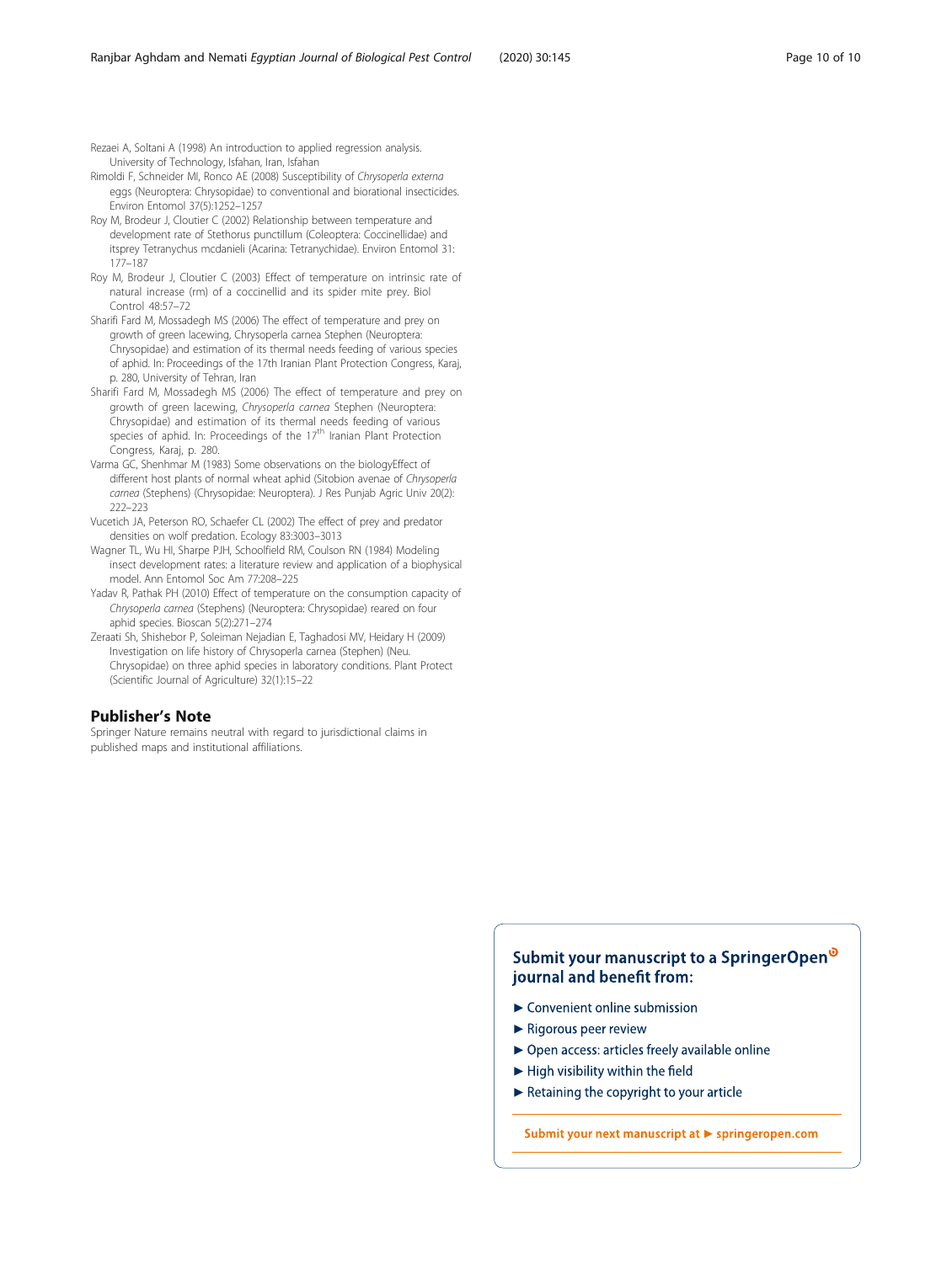Rezaei A, Soltani A (1998) An introduction to applied regression analysis. University of Technology, Isfahan, Iran, Isfahan

Rimoldi F, Schneider MI, Ronco AE (2008) Susceptibility of *Chrysoperla externa* eggs (Neuroptera: Chrysopidae) to conventional and biorational insecticides. Environ Entomol 37(5):1252–1257

Roy M, Brodeur J, Cloutier C (2002) Relationship between temperature and development rate of Stethorus punctillum (Coleoptera: Coccinellidae) and itsprey Tetranychus mcdanieli (Acarina: Tetranychidae). Environ Entomol 31: 177–187

Roy M, Brodeur J, Cloutier C (2003) Effect of temperature on intrinsic rate of natural increase (rm) of a coccinellid and its spider mite prey. Biol Control 48:57–72

Sharifi Fard M, Mossadegh MS (2006) The effect of temperature and prey on growth of green lacewing, Chrysoperla carnea Stephen (Neuroptera: Chrysopidae) and estimation of its thermal needs feeding of various species of aphid. In: Proceedings of the 17th Iranian Plant Protection Congress, Karaj, p. 280, University of Tehran, Iran

Sharifi Fard M, Mossadegh MS (2006) The effect of temperature and prey on growth of green lacewing, *Chrysoperla carnea* Stephen (Neuroptera: Chrysopidae) and estimation of its thermal needs feeding of various species of aphid. In: Proceedings of the 17th Iranian Plant Protection Congress, Karaj, p. 280.

Varma GC, Shenhmar M (1983) Some observations on the biologyEffect of different host plants of normal wheat aphid (Sitobion avenae of *Chrysoperla carnea* (Stephens) (Chrysopidae: Neuroptera). J Res Punjab Agric Univ 20(2): 222–223

Vucetich JA, Peterson RO, Schaefer CL (2002) The effect of prey and predator densities on wolf predation. Ecology 83:3003–3013

Wagner TL, Wu HI, Sharpe PJH, Schoolfield RM, Coulson RN (1984) Modeling insect development rates: a literature review and application of a biophysical model. Ann Entomol Soc Am 77:208–225

Yadav R, Pathak PH (2010) Effect of temperature on the consumption capacity of *Chrysoperla carnea* (Stephens) (Neuroptera: Chrysopidae) reared on four aphid species. Bioscan 5(2):271–274

Zeraati Sh, Shishebor P, Soleiman Nejadian E, Taghadosi MV, Heidary H (2009) Investigation on life history of Chrysoperla carnea (Stephen) (Neu. Chrysopidae) on three aphid species in laboratory conditions. Plant Protect (Scientific Journal of Agriculture) 32(1):15–22

## Publisher's Note

Springer Nature remains neutral with regard to jurisdictional claims in published maps and institutional affiliations.

**Submit your manuscript to a SpringerOpen journal and benefit from:**

- ► Convenient online submission
- ► Rigorous peer review
- ► Open access: articles freely available online
- ► High visibility within the field
- ► Retaining the copyright to your article

**Submit your next manuscript at ► springeropen.com**